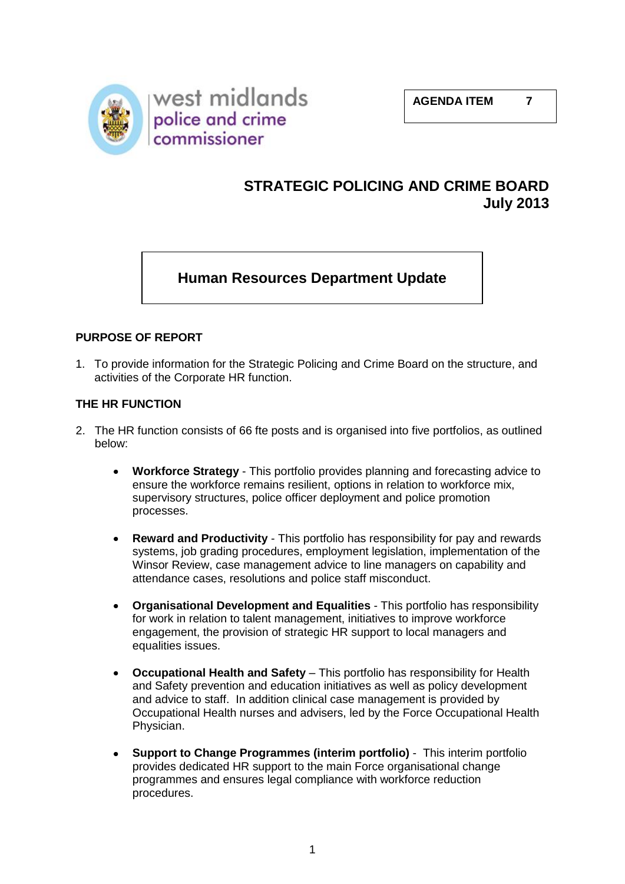west midlands
police and crime
commissioner

**AGENDA ITEM 7**

# STRATEGIC POLICING AND CRIME BOARD
# July 2013

## Human Resources Department Update

### PURPOSE OF REPORT

1. To provide information for the Strategic Policing and Crime Board on the structure, and activities of the Corporate HR function.

### THE HR FUNCTION

2. The HR function consists of 66 fte posts and is organised into five portfolios, as outlined below:

   - **Workforce Strategy** - This portfolio provides planning and forecasting advice to ensure the workforce remains resilient, options in relation to workforce mix, supervisory structures, police officer deployment and police promotion processes.

   - **Reward and Productivity** - This portfolio has responsibility for pay and rewards systems, job grading procedures, employment legislation, implementation of the Winsor Review, case management advice to line managers on capability and attendance cases, resolutions and police staff misconduct.

   - **Organisational Development and Equalities** - This portfolio has responsibility for work in relation to talent management, initiatives to improve workforce engagement, the provision of strategic HR support to local managers and equalities issues.

   - **Occupational Health and Safety** – This portfolio has responsibility for Health and Safety prevention and education initiatives as well as policy development and advice to staff. In addition clinical case management is provided by Occupational Health nurses and advisers, led by the Force Occupational Health Physician.

   - **Support to Change Programmes (interim portfolio)** - This interim portfolio provides dedicated HR support to the main Force organisational change programmes and ensures legal compliance with workforce reduction procedures.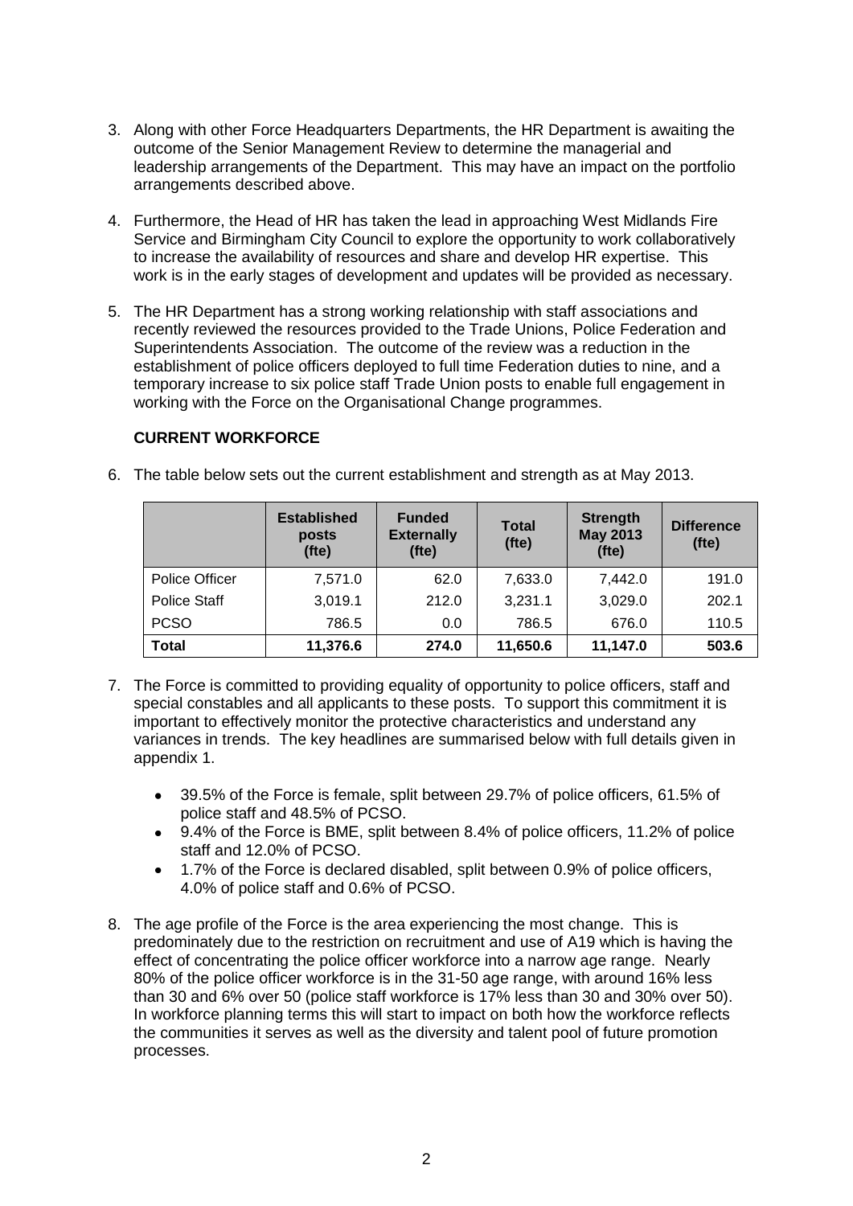3. Along with other Force Headquarters Departments, the HR Department is awaiting the outcome of the Senior Management Review to determine the managerial and leadership arrangements of the Department. This may have an impact on the portfolio arrangements described above.

4. Furthermore, the Head of HR has taken the lead in approaching West Midlands Fire Service and Birmingham City Council to explore the opportunity to work collaboratively to increase the availability of resources and share and develop HR expertise. This work is in the early stages of development and updates will be provided as necessary.

5. The HR Department has a strong working relationship with staff associations and recently reviewed the resources provided to the Trade Unions, Police Federation and Superintendents Association. The outcome of the review was a reduction in the establishment of police officers deployed to full time Federation duties to nine, and a temporary increase to six police staff Trade Union posts to enable full engagement in working with the Force on the Organisational Change programmes.

**CURRENT WORKFORCE**

6. The table below sets out the current establishment and strength as at May 2013.

| | **Established posts (fte)** | **Funded Externally (fte)** | **Total (fte)** | **Strength May 2013 (fte)** | **Difference (fte)** |
|---|---|---|---|---|---|
| Police Officer | 7,571.0 | 62.0 | 7,633.0 | 7,442.0 | 191.0 |
| Police Staff | 3,019.1 | 212.0 | 3,231.1 | 3,029.0 | 202.1 |
| PCSO | 786.5 | 0.0 | 786.5 | 676.0 | 110.5 |
| **Total** | **11,376.6** | **274.0** | **11,650.6** | **11,147.0** | **503.6** |

7. The Force is committed to providing equality of opportunity to police officers, staff and special constables and all applicants to these posts. To support this commitment it is important to effectively monitor the protective characteristics and understand any variances in trends. The key headlines are summarised below with full details given in appendix 1.

   - 39.5% of the Force is female, split between 29.7% of police officers, 61.5% of police staff and 48.5% of PCSO.
   - 9.4% of the Force is BME, split between 8.4% of police officers, 11.2% of police staff and 12.0% of PCSO.
   - 1.7% of the Force is declared disabled, split between 0.9% of police officers, 4.0% of police staff and 0.6% of PCSO.

8. The age profile of the Force is the area experiencing the most change. This is predominately due to the restriction on recruitment and use of A19 which is having the effect of concentrating the police officer workforce into a narrow age range. Nearly 80% of the police officer workforce is in the 31-50 age range, with around 16% less than 30 and 6% over 50 (police staff workforce is 17% less than 30 and 30% over 50). In workforce planning terms this will start to impact on both how the workforce reflects the communities it serves as well as the diversity and talent pool of future promotion processes.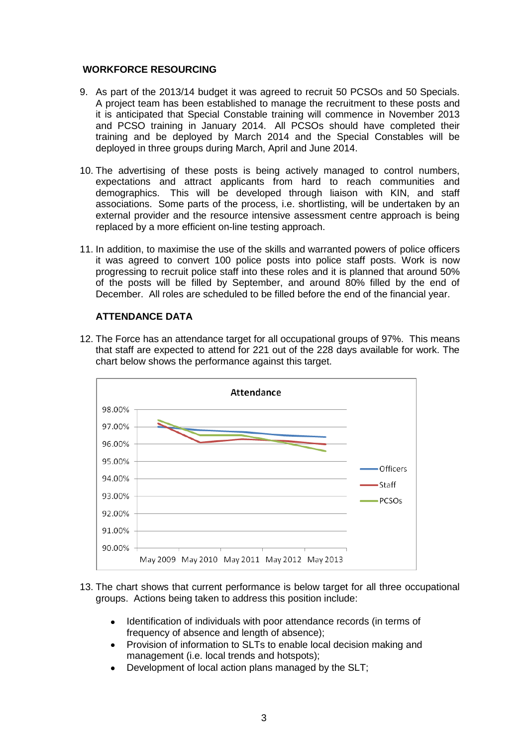## WORKFORCE RESOURCING

9. As part of the 2013/14 budget it was agreed to recruit 50 PCSOs and 50 Specials. A project team has been established to manage the recruitment to these posts and it is anticipated that Special Constable training will commence in November 2013 and PCSO training in January 2014. All PCSOs should have completed their training and be deployed by March 2014 and the Special Constables will be deployed in three groups during March, April and June 2014.

10. The advertising of these posts is being actively managed to control numbers, expectations and attract applicants from hard to reach communities and demographics. This will be developed through liaison with KIN, and staff associations. Some parts of the process, i.e. shortlisting, will be undertaken by an external provider and the resource intensive assessment centre approach is being replaced by a more efficient on-line testing approach.

11. In addition, to maximise the use of the skills and warranted powers of police officers it was agreed to convert 100 police posts into police staff posts. Work is now progressing to recruit police staff into these roles and it is planned that around 50% of the posts will be filled by September, and around 80% filled by the end of December. All roles are scheduled to be filled before the end of the financial year.

### ATTENDANCE DATA

12. The Force has an attendance target for all occupational groups of 97%. This means that staff are expected to attend for 221 out of the 228 days available for work. The chart below shows the performance against this target.

13. The chart shows that current performance is below target for all three occupational groups. Actions being taken to address this position include:

    - Identification of individuals with poor attendance records (in terms of frequency of absence and length of absence);
    - Provision of information to SLTs to enable local decision making and management (i.e. local trends and hotspots);
    - Development of local action plans managed by the SLT;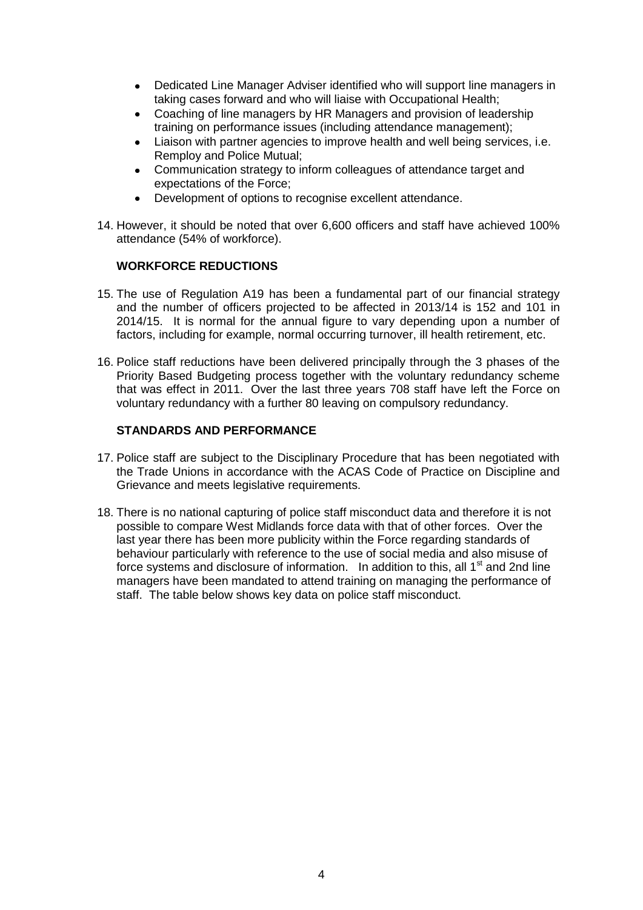- Dedicated Line Manager Adviser identified who will support line managers in taking cases forward and who will liaise with Occupational Health;
- Coaching of line managers by HR Managers and provision of leadership training on performance issues (including attendance management);
- Liaison with partner agencies to improve health and well being services, i.e. Remploy and Police Mutual;
- Communication strategy to inform colleagues of attendance target and expectations of the Force;
- Development of options to recognise excellent attendance.

14. However, it should be noted that over 6,600 officers and staff have achieved 100% attendance (54% of workforce).

**WORKFORCE REDUCTIONS**

15. The use of Regulation A19 has been a fundamental part of our financial strategy and the number of officers projected to be affected in 2013/14 is 152 and 101 in 2014/15. It is normal for the annual figure to vary depending upon a number of factors, including for example, normal occurring turnover, ill health retirement, etc.

16. Police staff reductions have been delivered principally through the 3 phases of the Priority Based Budgeting process together with the voluntary redundancy scheme that was effect in 2011. Over the last three years 708 staff have left the Force on voluntary redundancy with a further 80 leaving on compulsory redundancy.

**STANDARDS AND PERFORMANCE**

17. Police staff are subject to the Disciplinary Procedure that has been negotiated with the Trade Unions in accordance with the ACAS Code of Practice on Discipline and Grievance and meets legislative requirements.

18. There is no national capturing of police staff misconduct data and therefore it is not possible to compare West Midlands force data with that of other forces. Over the last year there has been more publicity within the Force regarding standards of behaviour particularly with reference to the use of social media and also misuse of force systems and disclosure of information. In addition to this, all 1st and 2nd line managers have been mandated to attend training on managing the performance of staff. The table below shows key data on police staff misconduct.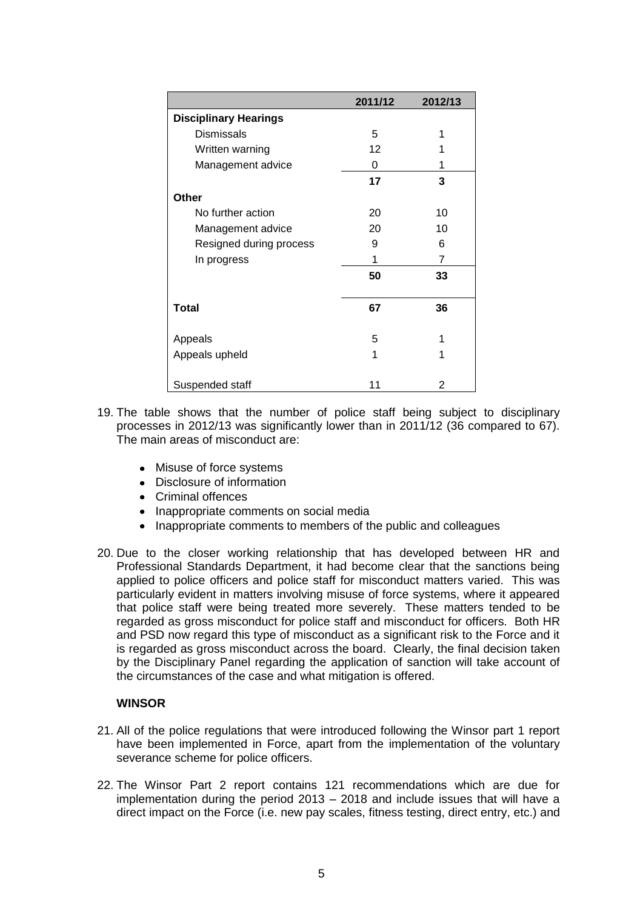| | 2011/12 | 2012/13 |
|---|---|---|
| **Disciplinary Hearings** | | |
| Dismissals | 5 | 1 |
| Written warning | 12 | 1 |
| Management advice | 0 | 1 |
| | **17** | **3** |
| **Other** | | |
| No further action | 20 | 10 |
| Management advice | 20 | 10 |
| Resigned during process | 9 | 6 |
| In progress | 1 | 7 |
| | **50** | **33** |
| **Total** | **67** | **36** |
| Appeals | 5 | 1 |
| Appeals upheld | 1 | 1 |
| Suspended staff | 11 | 2 |

19. The table shows that the number of police staff being subject to disciplinary processes in 2012/13 was significantly lower than in 2011/12 (36 compared to 67). The main areas of misconduct are:

    - Misuse of force systems
    - Disclosure of information
    - Criminal offences
    - Inappropriate comments on social media
    - Inappropriate comments to members of the public and colleagues

20. Due to the closer working relationship that has developed between HR and Professional Standards Department, it had become clear that the sanctions being applied to police officers and police staff for misconduct matters varied. This was particularly evident in matters involving misuse of force systems, where it appeared that police staff were being treated more severely. These matters tended to be regarded as gross misconduct for police staff and misconduct for officers. Both HR and PSD now regard this type of misconduct as a significant risk to the Force and it is regarded as gross misconduct across the board. Clearly, the final decision taken by the Disciplinary Panel regarding the application of sanction will take account of the circumstances of the case and what mitigation is offered.

**WINSOR**

21. All of the police regulations that were introduced following the Winsor part 1 report have been implemented in Force, apart from the implementation of the voluntary severance scheme for police officers.

22. The Winsor Part 2 report contains 121 recommendations which are due for implementation during the period 2013 – 2018 and include issues that will have a direct impact on the Force (i.e. new pay scales, fitness testing, direct entry, etc.) and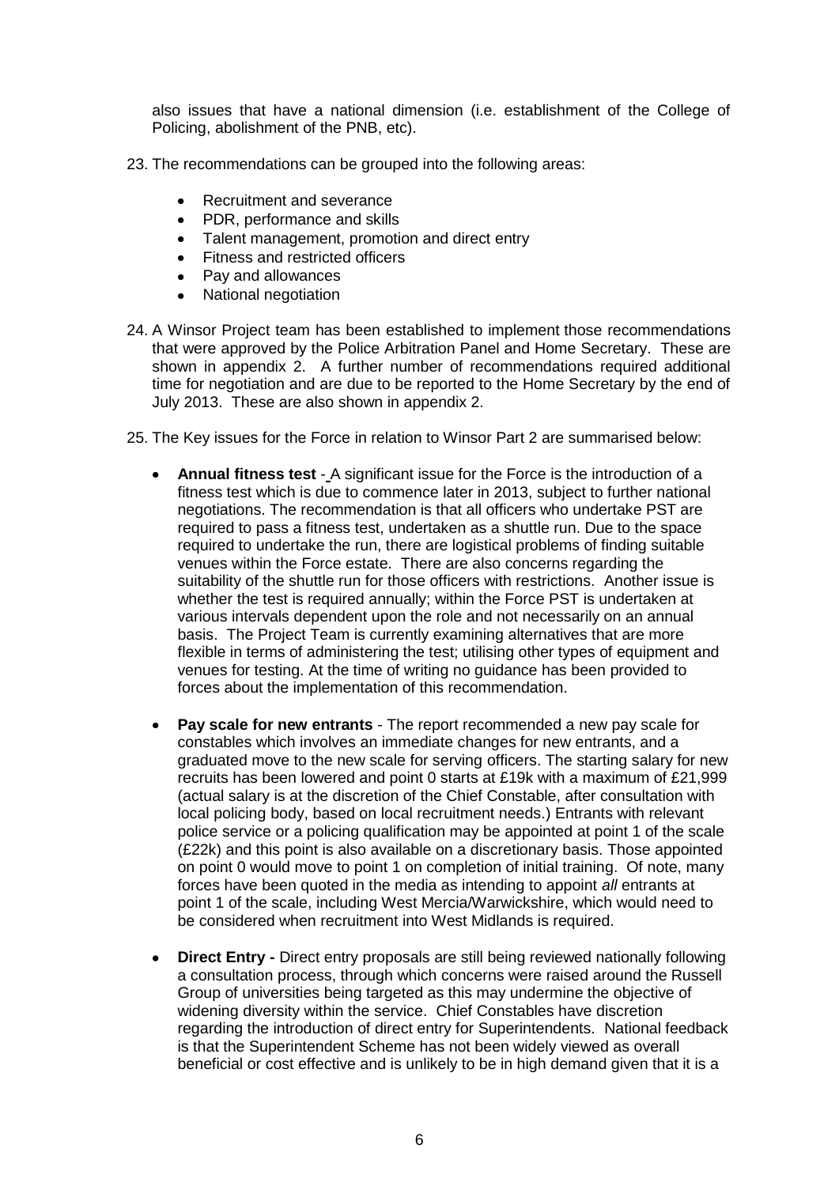also issues that have a national dimension (i.e. establishment of the College of Policing, abolishment of the PNB, etc).

23. The recommendations can be grouped into the following areas:

    - Recruitment and severance
    - PDR, performance and skills
    - Talent management, promotion and direct entry
    - Fitness and restricted officers
    - Pay and allowances
    - National negotiation

24. A Winsor Project team has been established to implement those recommendations that were approved by the Police Arbitration Panel and Home Secretary. These are shown in appendix 2. A further number of recommendations required additional time for negotiation and are due to be reported to the Home Secretary by the end of July 2013. These are also shown in appendix 2.

25. The Key issues for the Force in relation to Winsor Part 2 are summarised below:

    - **Annual fitness test** - A significant issue for the Force is the introduction of a fitness test which is due to commence later in 2013, subject to further national negotiations. The recommendation is that all officers who undertake PST are required to pass a fitness test, undertaken as a shuttle run. Due to the space required to undertake the run, there are logistical problems of finding suitable venues within the Force estate. There are also concerns regarding the suitability of the shuttle run for those officers with restrictions. Another issue is whether the test is required annually; within the Force PST is undertaken at various intervals dependent upon the role and not necessarily on an annual basis. The Project Team is currently examining alternatives that are more flexible in terms of administering the test; utilising other types of equipment and venues for testing. At the time of writing no guidance has been provided to forces about the implementation of this recommendation.

    - **Pay scale for new entrants** - The report recommended a new pay scale for constables which involves an immediate changes for new entrants, and a graduated move to the new scale for serving officers. The starting salary for new recruits has been lowered and point 0 starts at £19k with a maximum of £21,999 (actual salary is at the discretion of the Chief Constable, after consultation with local policing body, based on local recruitment needs.) Entrants with relevant police service or a policing qualification may be appointed at point 1 of the scale (£22k) and this point is also available on a discretionary basis. Those appointed on point 0 would move to point 1 on completion of initial training. Of note, many forces have been quoted in the media as intending to appoint *all* entrants at point 1 of the scale, including West Mercia/Warwickshire, which would need to be considered when recruitment into West Midlands is required.

    - **Direct Entry -** Direct entry proposals are still being reviewed nationally following a consultation process, through which concerns were raised around the Russell Group of universities being targeted as this may undermine the objective of widening diversity within the service. Chief Constables have discretion regarding the introduction of direct entry for Superintendents. National feedback is that the Superintendent Scheme has not been widely viewed as overall beneficial or cost effective and is unlikely to be in high demand given that it is a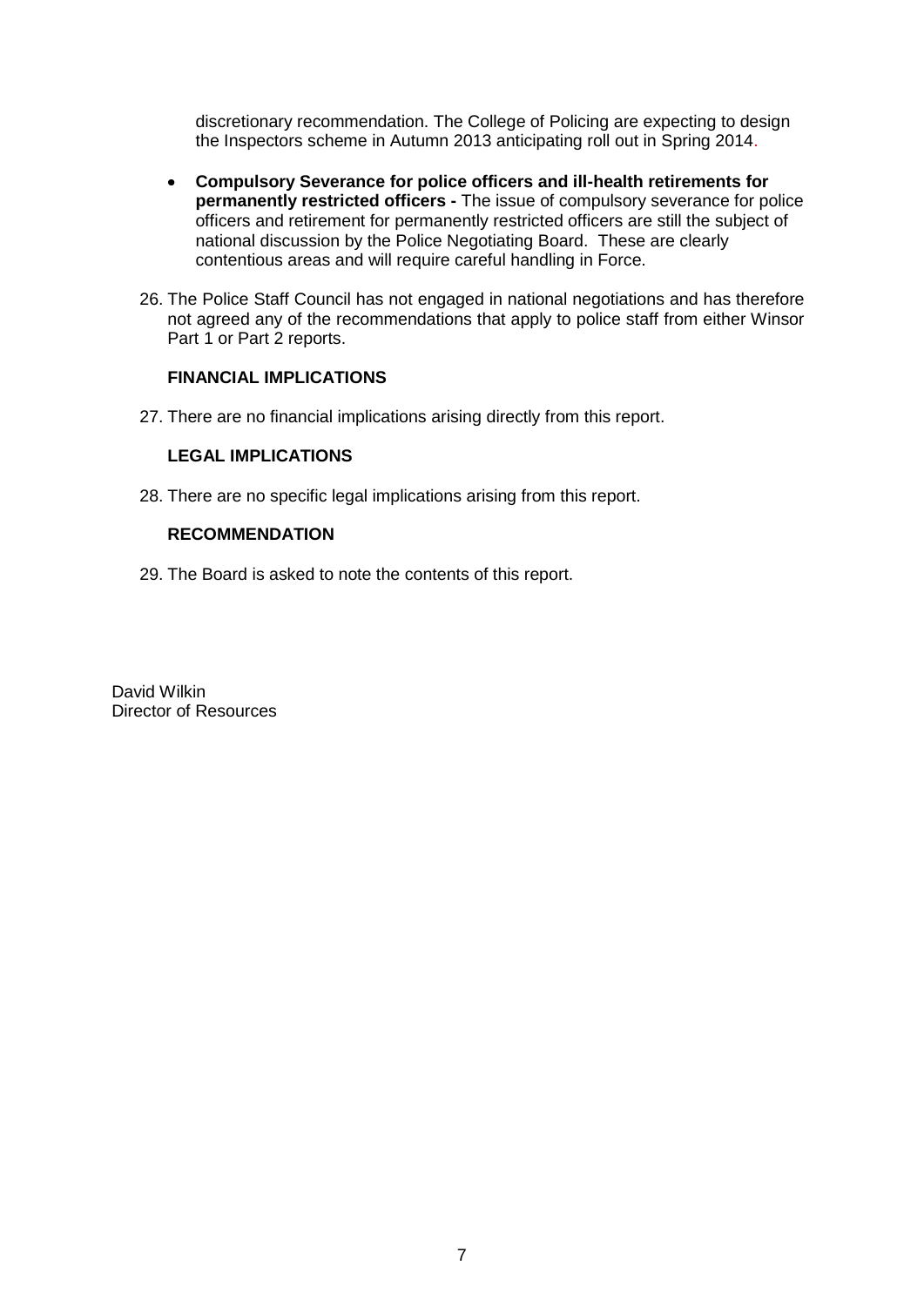discretionary recommendation. The College of Policing are expecting to design the Inspectors scheme in Autumn 2013 anticipating roll out in Spring 2014.

- **Compulsory Severance for police officers and ill-health retirements for permanently restricted officers -** The issue of compulsory severance for police officers and retirement for permanently restricted officers are still the subject of national discussion by the Police Negotiating Board. These are clearly contentious areas and will require careful handling in Force.

26. The Police Staff Council has not engaged in national negotiations and has therefore not agreed any of the recommendations that apply to police staff from either Winsor Part 1 or Part 2 reports.

**FINANCIAL IMPLICATIONS**

27. There are no financial implications arising directly from this report.

**LEGAL IMPLICATIONS**

28. There are no specific legal implications arising from this report.

**RECOMMENDATION**

29. The Board is asked to note the contents of this report.

David Wilkin
Director of Resources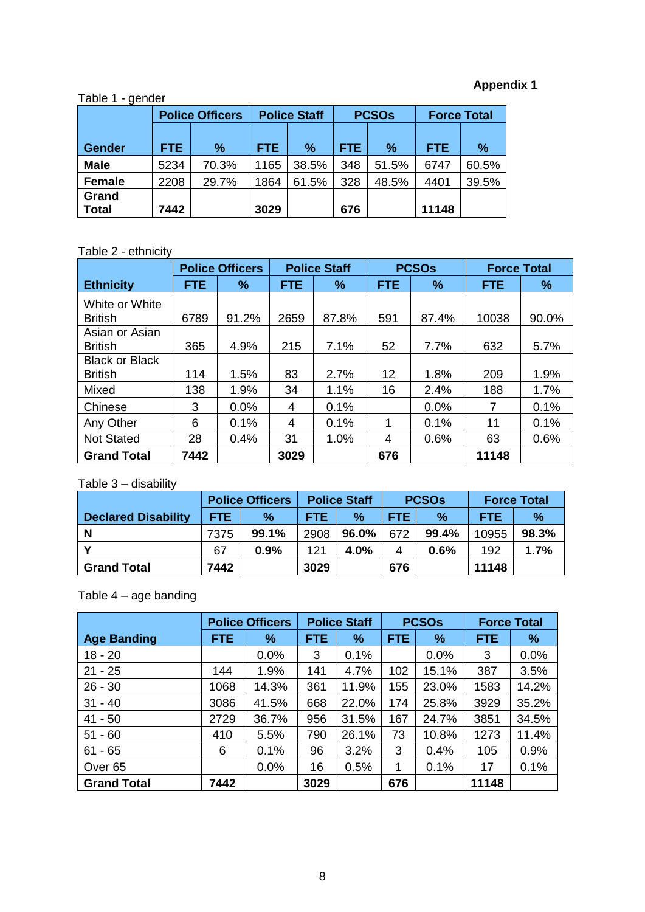**Appendix 1**

Table 1 - gender

| Gender | Police Officers | | Police Staff | | PCSOs | | Force Total | |
|---|---|---|---|---|---|---|---|---|
| | FTE | % | FTE | % | FTE | % | FTE | % |
| **Male** | 5234 | 70.3% | 1165 | 38.5% | 348 | 51.5% | 6747 | 60.5% |
| **Female** | 2208 | 29.7% | 1864 | 61.5% | 328 | 48.5% | 4401 | 39.5% |
| **Grand Total** | **7442** | | **3029** | | **676** | | **11148** | |

Table 2 - ethnicity

| Ethnicity | Police Officers | | Police Staff | | PCSOs | | Force Total | |
|---|---|---|---|---|---|---|---|---|
| | FTE | % | FTE | % | FTE | % | FTE | % |
| White or White British | 6789 | 91.2% | 2659 | 87.8% | 591 | 87.4% | 10038 | 90.0% |
| Asian or Asian British | 365 | 4.9% | 215 | 7.1% | 52 | 7.7% | 632 | 5.7% |
| Black or Black British | 114 | 1.5% | 83 | 2.7% | 12 | 1.8% | 209 | 1.9% |
| Mixed | 138 | 1.9% | 34 | 1.1% | 16 | 2.4% | 188 | 1.7% |
| Chinese | 3 | 0.0% | 4 | 0.1% | | 0.0% | 7 | 0.1% |
| Any Other | 6 | 0.1% | 4 | 0.1% | 1 | 0.1% | 11 | 0.1% |
| Not Stated | 28 | 0.4% | 31 | 1.0% | 4 | 0.6% | 63 | 0.6% |
| **Grand Total** | **7442** | | **3029** | | **676** | | **11148** | |

Table 3 – disability

| Declared Disability | Police Officers | | Police Staff | | PCSOs | | Force Total | |
|---|---|---|---|---|---|---|---|---|
| | FTE | % | FTE | % | FTE | % | FTE | % |
| **N** | 7375 | **99.1%** | 2908 | **96.0%** | 672 | **99.4%** | 10955 | **98.3%** |
| **Y** | 67 | **0.9%** | 121 | **4.0%** | 4 | **0.6%** | 192 | **1.7%** |
| **Grand Total** | **7442** | | **3029** | | **676** | | **11148** | |

Table 4 – age banding

| Age Banding | Police Officers | | Police Staff | | PCSOs | | Force Total | |
|---|---|---|---|---|---|---|---|---|
| | FTE | % | FTE | % | FTE | % | FTE | % |
| 18 - 20 | | 0.0% | 3 | 0.1% | | 0.0% | 3 | 0.0% |
| 21 - 25 | 144 | 1.9% | 141 | 4.7% | 102 | 15.1% | 387 | 3.5% |
| 26 - 30 | 1068 | 14.3% | 361 | 11.9% | 155 | 23.0% | 1583 | 14.2% |
| 31 - 40 | 3086 | 41.5% | 668 | 22.0% | 174 | 25.8% | 3929 | 35.2% |
| 41 - 50 | 2729 | 36.7% | 956 | 31.5% | 167 | 24.7% | 3851 | 34.5% |
| 51 - 60 | 410 | 5.5% | 790 | 26.1% | 73 | 10.8% | 1273 | 11.4% |
| 61 - 65 | 6 | 0.1% | 96 | 3.2% | 3 | 0.4% | 105 | 0.9% |
| Over 65 | | 0.0% | 16 | 0.5% | 1 | 0.1% | 17 | 0.1% |
| **Grand Total** | **7442** | | **3029** | | **676** | | **11148** | |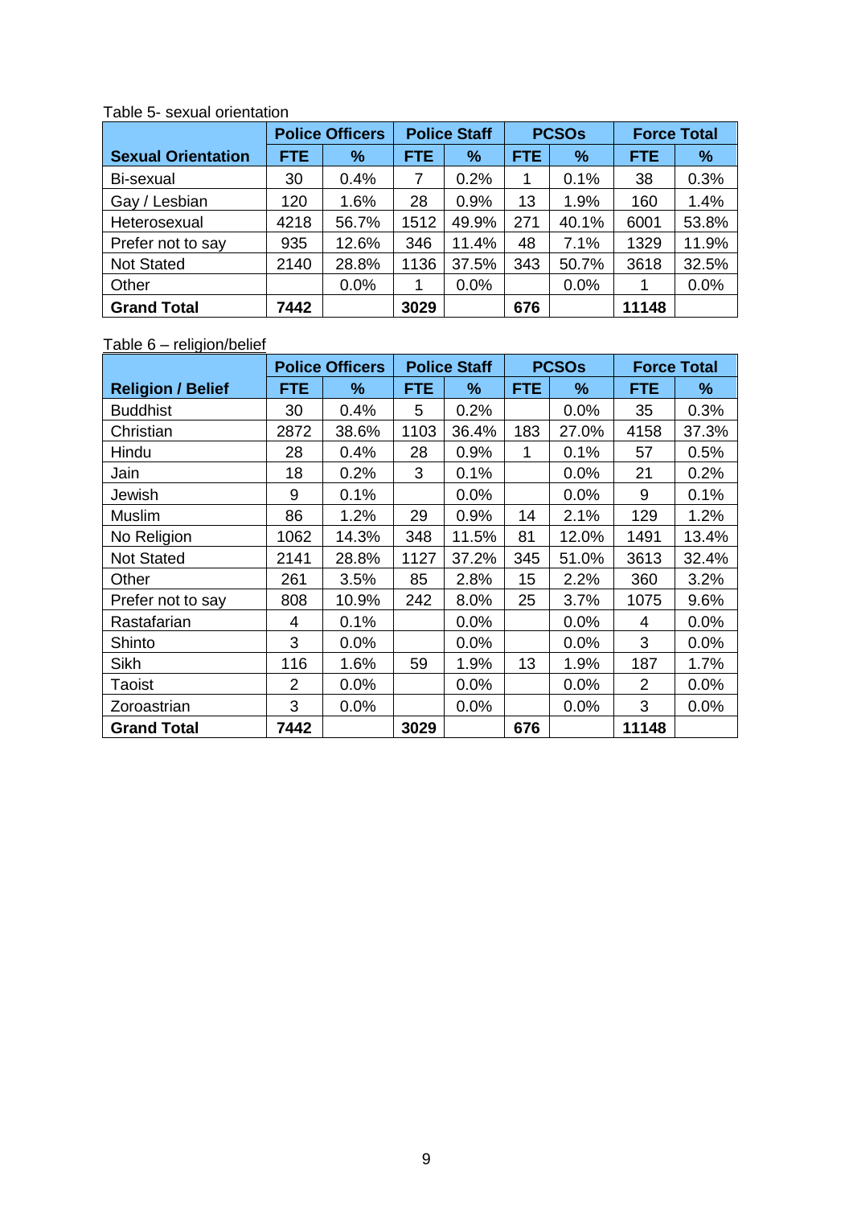Table 5- sexual orientation

| Sexual Orientation | Police Officers | | Police Staff | | PCSOs | | Force Total | |
|---|---|---|---|---|---|---|---|---|
| | FTE | % | FTE | % | FTE | % | FTE | % |
| Bi-sexual | 30 | 0.4% | 7 | 0.2% | 1 | 0.1% | 38 | 0.3% |
| Gay / Lesbian | 120 | 1.6% | 28 | 0.9% | 13 | 1.9% | 160 | 1.4% |
| Heterosexual | 4218 | 56.7% | 1512 | 49.9% | 271 | 40.1% | 6001 | 53.8% |
| Prefer not to say | 935 | 12.6% | 346 | 11.4% | 48 | 7.1% | 1329 | 11.9% |
| Not Stated | 2140 | 28.8% | 1136 | 37.5% | 343 | 50.7% | 3618 | 32.5% |
| Other | | 0.0% | 1 | 0.0% | | 0.0% | 1 | 0.0% |
| **Grand Total** | **7442** | | **3029** | | **676** | | **11148** | |

Table 6 – religion/belief

| Religion / Belief | Police Officers | | Police Staff | | PCSOs | | Force Total | |
|---|---|---|---|---|---|---|---|---|
| | FTE | % | FTE | % | FTE | % | FTE | % |
| Buddhist | 30 | 0.4% | 5 | 0.2% | | 0.0% | 35 | 0.3% |
| Christian | 2872 | 38.6% | 1103 | 36.4% | 183 | 27.0% | 4158 | 37.3% |
| Hindu | 28 | 0.4% | 28 | 0.9% | 1 | 0.1% | 57 | 0.5% |
| Jain | 18 | 0.2% | 3 | 0.1% | | 0.0% | 21 | 0.2% |
| Jewish | 9 | 0.1% | | 0.0% | | 0.0% | 9 | 0.1% |
| Muslim | 86 | 1.2% | 29 | 0.9% | 14 | 2.1% | 129 | 1.2% |
| No Religion | 1062 | 14.3% | 348 | 11.5% | 81 | 12.0% | 1491 | 13.4% |
| Not Stated | 2141 | 28.8% | 1127 | 37.2% | 345 | 51.0% | 3613 | 32.4% |
| Other | 261 | 3.5% | 85 | 2.8% | 15 | 2.2% | 360 | 3.2% |
| Prefer not to say | 808 | 10.9% | 242 | 8.0% | 25 | 3.7% | 1075 | 9.6% |
| Rastafarian | 4 | 0.1% | | 0.0% | | 0.0% | 4 | 0.0% |
| Shinto | 3 | 0.0% | | 0.0% | | 0.0% | 3 | 0.0% |
| Sikh | 116 | 1.6% | 59 | 1.9% | 13 | 1.9% | 187 | 1.7% |
| Taoist | 2 | 0.0% | | 0.0% | | 0.0% | 2 | 0.0% |
| Zoroastrian | 3 | 0.0% | | 0.0% | | 0.0% | 3 | 0.0% |
| **Grand Total** | **7442** | | **3029** | | **676** | | **11148** | |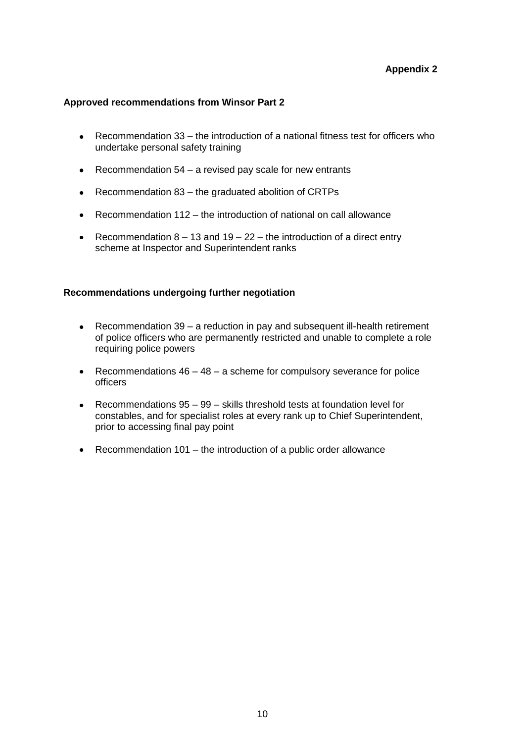**Appendix 2**

**Approved recommendations from Winsor Part 2**

- Recommendation 33 – the introduction of a national fitness test for officers who undertake personal safety training
- Recommendation 54 – a revised pay scale for new entrants
- Recommendation 83 – the graduated abolition of CRTPs
- Recommendation 112 – the introduction of national on call allowance
- Recommendation 8 – 13 and 19 – 22 – the introduction of a direct entry scheme at Inspector and Superintendent ranks

**Recommendations undergoing further negotiation**

- Recommendation 39 – a reduction in pay and subsequent ill-health retirement of police officers who are permanently restricted and unable to complete a role requiring police powers
- Recommendations 46 – 48 – a scheme for compulsory severance for police officers
- Recommendations 95 – 99 – skills threshold tests at foundation level for constables, and for specialist roles at every rank up to Chief Superintendent, prior to accessing final pay point
- Recommendation 101 – the introduction of a public order allowance